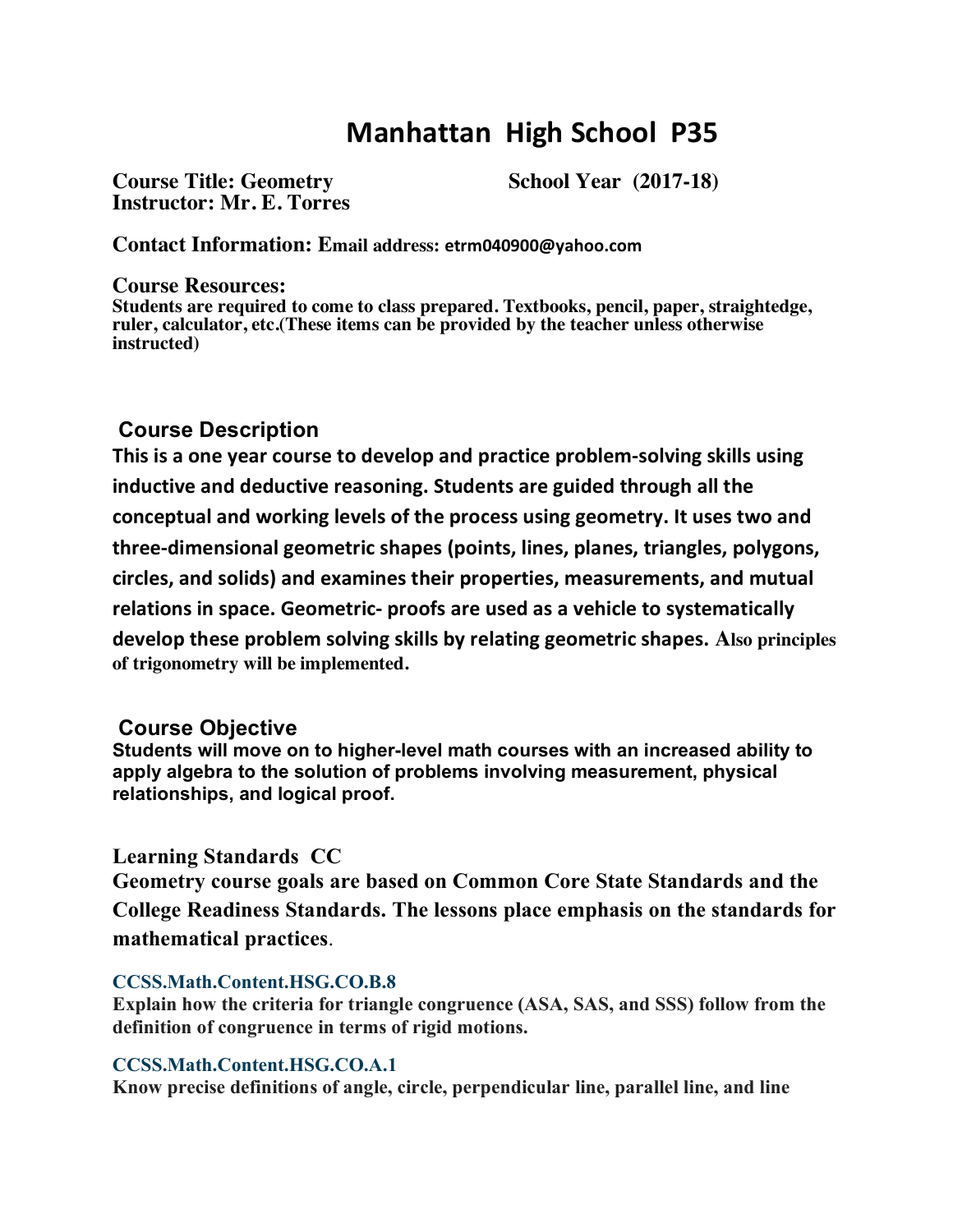# Manhattan High School P35

**Course Title: Geometry** **School Year (2017-18)**
**Instructor: Mr. E. Torres**

**Contact Information: Email address: etrm040900@yahoo.com**

**Course Resources:**
**Students are required to come to class prepared. Textbooks, pencil, paper, straightedge, ruler, calculator, etc.(These items can be provided by the teacher unless otherwise instructed)**

## Course Description

**This is a one year course to develop and practice problem-solving skills using inductive and deductive reasoning. Students are guided through all the conceptual and working levels of the process using geometry. It uses two and three-dimensional geometric shapes (points, lines, planes, triangles, polygons, circles, and solids) and examines their properties, measurements, and mutual relations in space. Geometric- proofs are used as a vehicle to systematically develop these problem solving skills by relating geometric shapes. Also principles of trigonometry will be implemented.**

## Course Objective

**Students will move on to higher-level math courses with an increased ability to apply algebra to the solution of problems involving measurement, physical relationships, and logical proof.**

### Learning Standards CC

**Geometry course goals are based on Common Core State Standards and the College Readiness Standards. The lessons place emphasis on the standards for mathematical practices**.

**CCSS.Math.Content.HSG.CO.B.8**
**Explain how the criteria for triangle congruence (ASA, SAS, and SSS) follow from the definition of congruence in terms of rigid motions.**

**CCSS.Math.Content.HSG.CO.A.1**
**Know precise definitions of angle, circle, perpendicular line, parallel line, and line**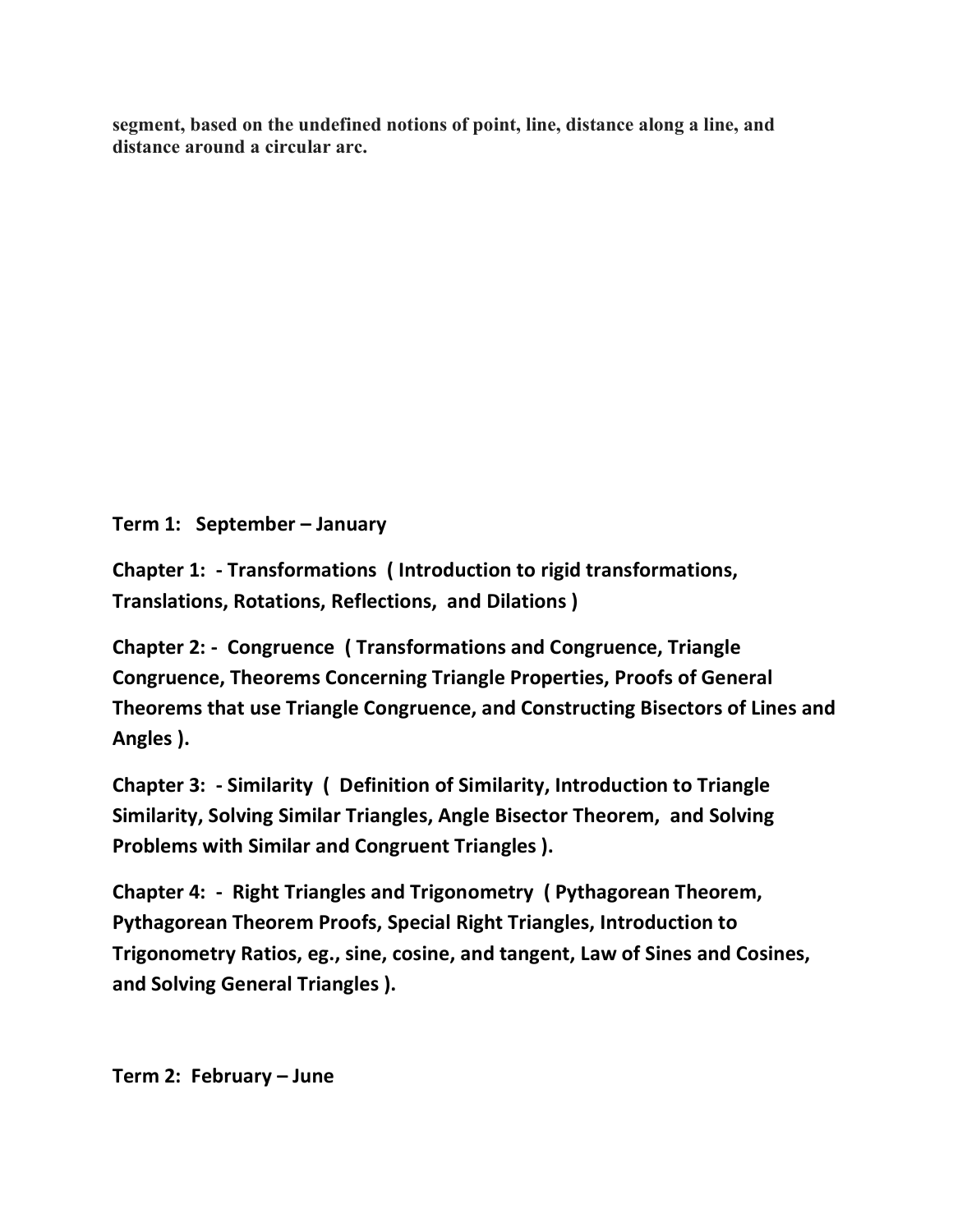**segment, based on the undefined notions of point, line, distance along a line, and distance around a circular arc.**

**Term 1: September – January**

**Chapter 1: - Transformations ( Introduction to rigid transformations, Translations, Rotations, Reflections, and Dilations )**

**Chapter 2: - Congruence ( Transformations and Congruence, Triangle Congruence, Theorems Concerning Triangle Properties, Proofs of General Theorems that use Triangle Congruence, and Constructing Bisectors of Lines and Angles ).**

**Chapter 3: - Similarity ( Definition of Similarity, Introduction to Triangle Similarity, Solving Similar Triangles, Angle Bisector Theorem, and Solving Problems with Similar and Congruent Triangles ).**

**Chapter 4: - Right Triangles and Trigonometry ( Pythagorean Theorem, Pythagorean Theorem Proofs, Special Right Triangles, Introduction to Trigonometry Ratios, eg., sine, cosine, and tangent, Law of Sines and Cosines, and Solving General Triangles ).**

**Term 2: February – June**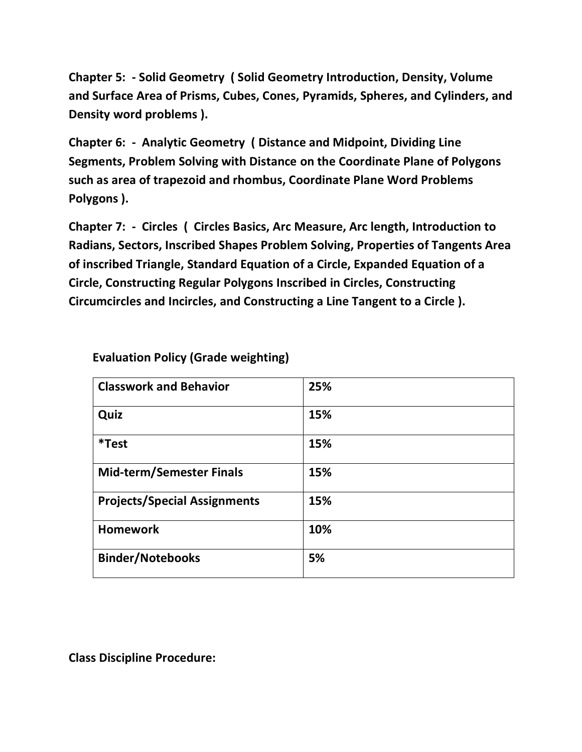**Chapter 5: - Solid Geometry ( Solid Geometry Introduction, Density, Volume and Surface Area of Prisms, Cubes, Cones, Pyramids, Spheres, and Cylinders, and Density word problems ).**

**Chapter 6: - Analytic Geometry ( Distance and Midpoint, Dividing Line Segments, Problem Solving with Distance on the Coordinate Plane of Polygons such as area of trapezoid and rhombus, Coordinate Plane Word Problems Polygons ).**

**Chapter 7: - Circles ( Circles Basics, Arc Measure, Arc length, Introduction to Radians, Sectors, Inscribed Shapes Problem Solving, Properties of Tangents Area of inscribed Triangle, Standard Equation of a Circle, Expanded Equation of a Circle, Constructing Regular Polygons Inscribed in Circles, Constructing Circumcircles and Incircles, and Constructing a Line Tangent to a Circle ).**

**Evaluation Policy (Grade weighting)**

| Category | Weight |
|---|---|
| **Classwork and Behavior** | **25%** |
| **Quiz** | **15%** |
| ***Test** | **15%** |
| **Mid-term/Semester Finals** | **15%** |
| **Projects/Special Assignments** | **15%** |
| **Homework** | **10%** |
| **Binder/Notebooks** | **5%** |

**Class Discipline Procedure:**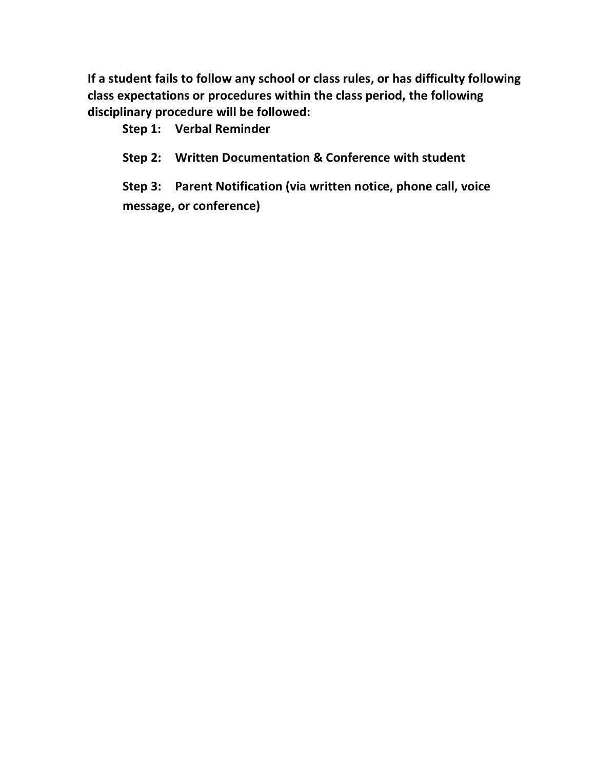**If a student fails to follow any school or class rules, or has difficulty following class expectations or procedures within the class period, the following disciplinary procedure will be followed:**

**Step 1: Verbal Reminder**

**Step 2: Written Documentation & Conference with student**

**Step 3: Parent Notification (via written notice, phone call, voice message, or conference)**